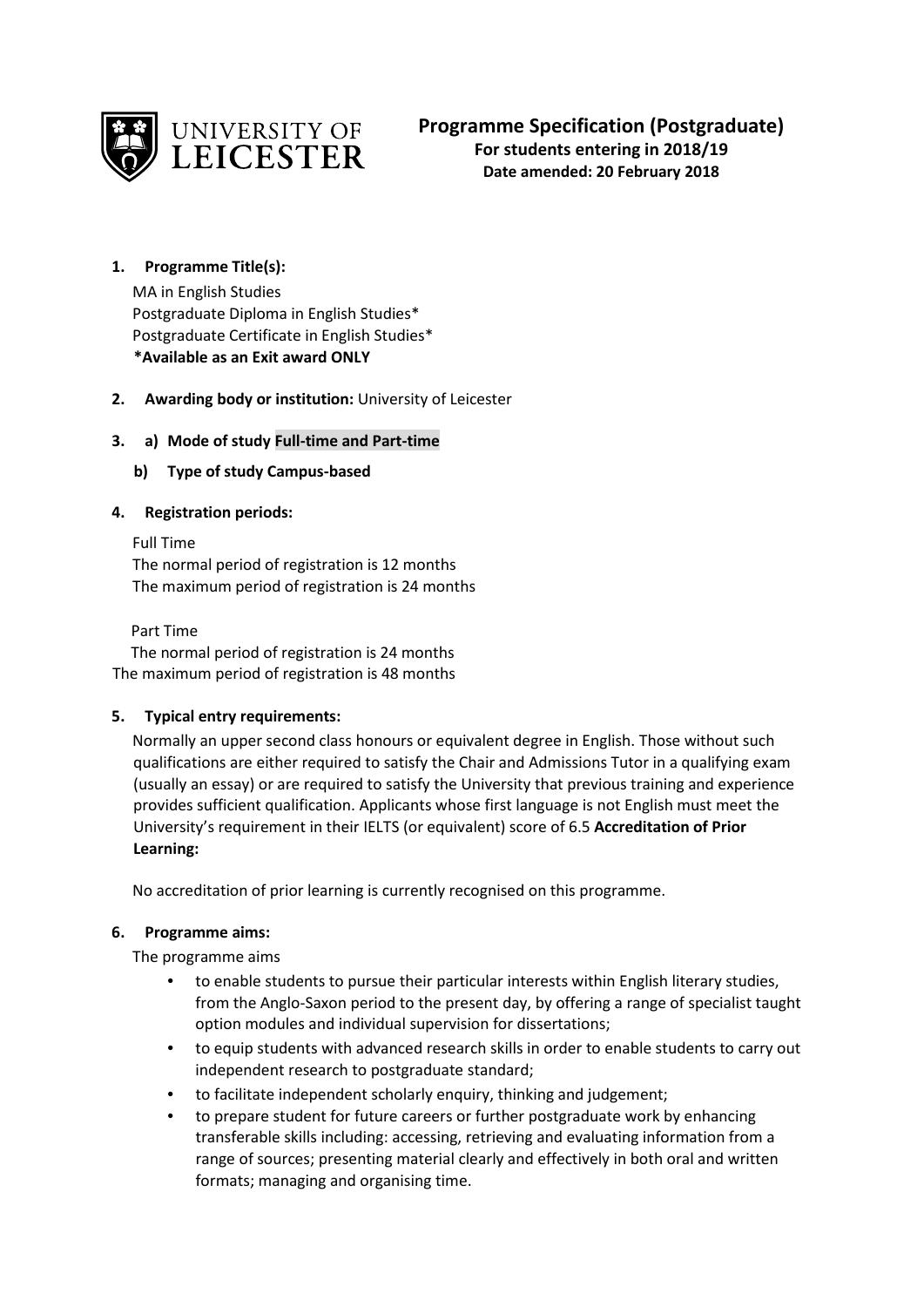UNIVERSITY OF LEICESTER

# Programme Specification (Postgraduate)

**For students entering in 2018/19**
**Date amended: 20 February 2018**

1. **Programme Title(s):**

   MA in English Studies
   Postgraduate Diploma in English Studies*
   Postgraduate Certificate in English Studies*
   ***Available as an Exit award ONLY**

2. **Awarding body or institution:** University of Leicester

3. **a) Mode of study Full-time and Part-time**

   **b) Type of study Campus-based**

4. **Registration periods:**

   Full Time
   The normal period of registration is 12 months
   The maximum period of registration is 24 months

   Part Time
   The normal period of registration is 24 months
   The maximum period of registration is 48 months

5. **Typical entry requirements:**

   Normally an upper second class honours or equivalent degree in English. Those without such qualifications are either required to satisfy the Chair and Admissions Tutor in a qualifying exam (usually an essay) or are required to satisfy the University that previous training and experience provides sufficient qualification. Applicants whose first language is not English must meet the University's requirement in their IELTS (or equivalent) score of 6.5 **Accreditation of Prior Learning:**

   No accreditation of prior learning is currently recognised on this programme.

6. **Programme aims:**

   The programme aims

   - to enable students to pursue their particular interests within English literary studies, from the Anglo-Saxon period to the present day, by offering a range of specialist taught option modules and individual supervision for dissertations;
   - to equip students with advanced research skills in order to enable students to carry out independent research to postgraduate standard;
   - to facilitate independent scholarly enquiry, thinking and judgement;
   - to prepare student for future careers or further postgraduate work by enhancing transferable skills including: accessing, retrieving and evaluating information from a range of sources; presenting material clearly and effectively in both oral and written formats; managing and organising time.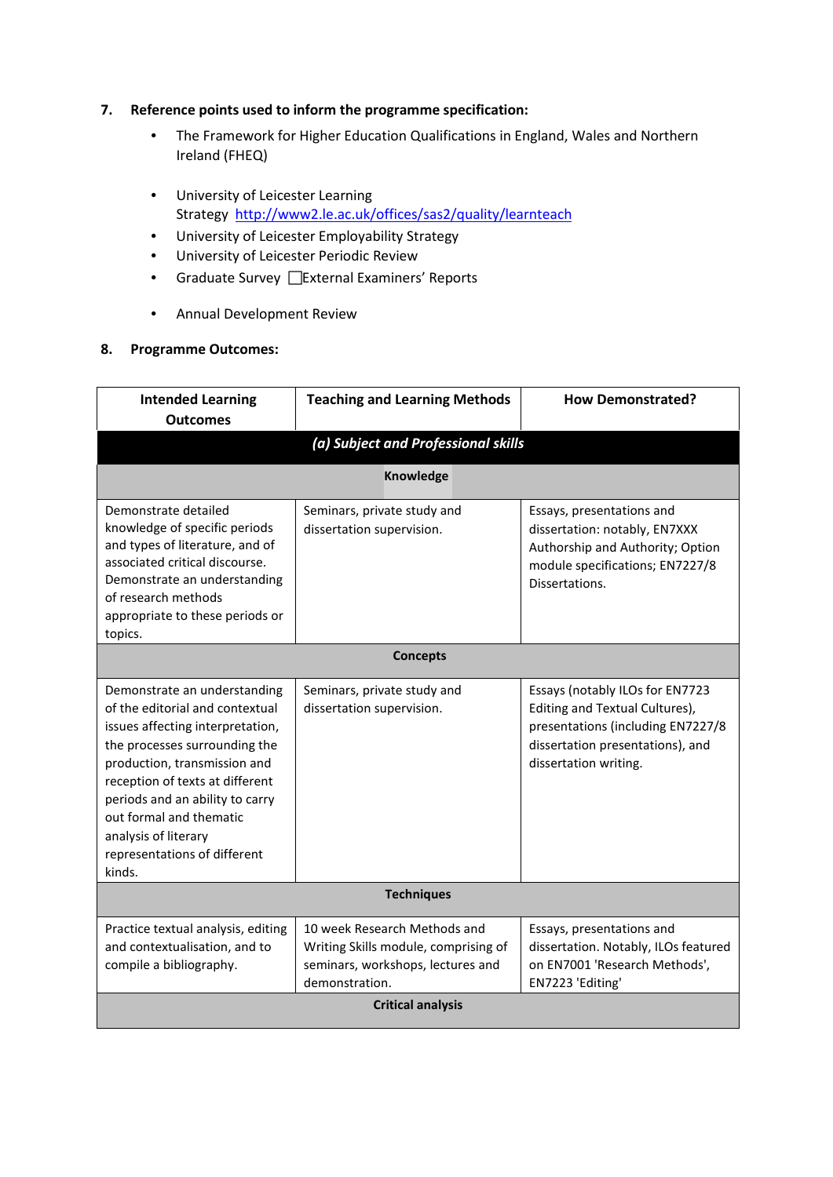## 7. Reference points used to inform the programme specification:

- The Framework for Higher Education Qualifications in England, Wales and Northern Ireland (FHEQ)
- University of Leicester Learning Strategy http://www2.le.ac.uk/offices/sas2/quality/learnteach
- University of Leicester Employability Strategy
- University of Leicester Periodic Review
- Graduate Survey ☐External Examiners' Reports
- Annual Development Review

## 8. Programme Outcomes:

| Intended Learning Outcomes | Teaching and Learning Methods | How Demonstrated? |
|---|---|---|
| ***(a) Subject and Professional skills*** | | |
| **Knowledge** | | |
| Demonstrate detailed knowledge of specific periods and types of literature, and of associated critical discourse. Demonstrate an understanding of research methods appropriate to these periods or topics. | Seminars, private study and dissertation supervision. | Essays, presentations and dissertation: notably, EN7XXX Authorship and Authority; Option module specifications; EN7227/8 Dissertations. |
| **Concepts** | | |
| Demonstrate an understanding of the editorial and contextual issues affecting interpretation, the processes surrounding the production, transmission and reception of texts at different periods and an ability to carry out formal and thematic analysis of literary representations of different kinds. | Seminars, private study and dissertation supervision. | Essays (notably ILOs for EN7723 Editing and Textual Cultures), presentations (including EN7227/8 dissertation presentations), and dissertation writing. |
| **Techniques** | | |
| Practice textual analysis, editing and contextualisation, and to compile a bibliography. | 10 week Research Methods and Writing Skills module, comprising of seminars, workshops, lectures and demonstration. | Essays, presentations and dissertation. Notably, ILOs featured on EN7001 'Research Methods', EN7223 'Editing' |
| **Critical analysis** | | |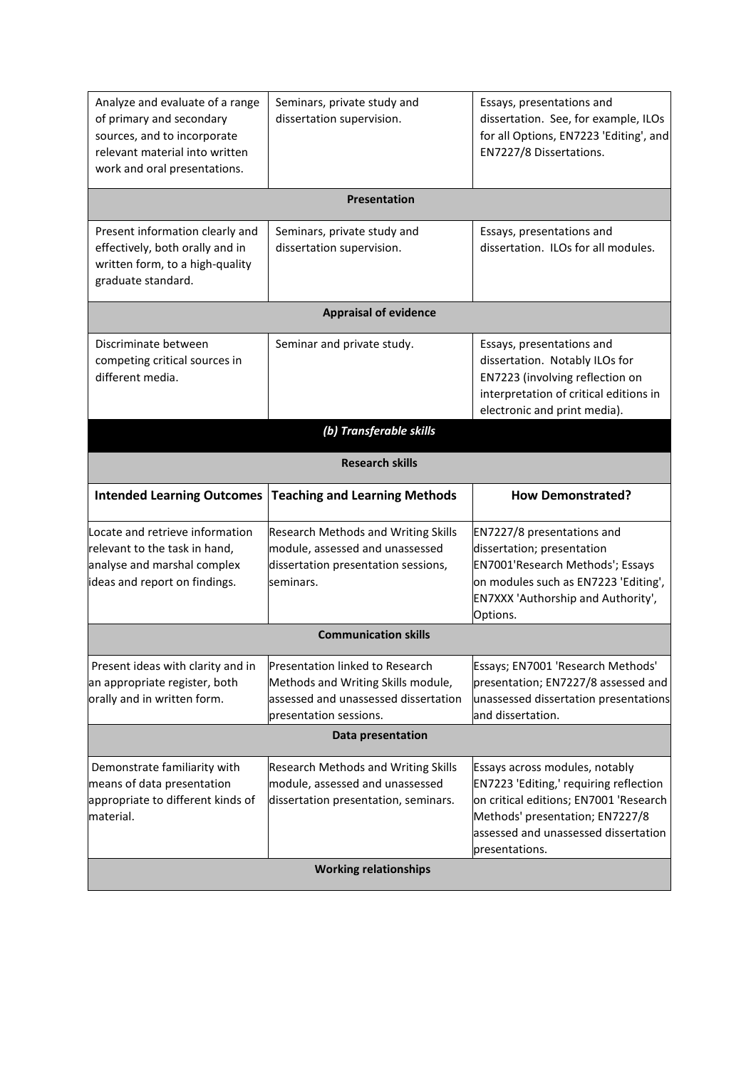| | | |
|---|---|---|
| Analyze and evaluate of a range of primary and secondary sources, and to incorporate relevant material into written work and oral presentations. | Seminars, private study and dissertation supervision. | Essays, presentations and dissertation. See, for example, ILOs for all Options, EN7223 'Editing', and EN7227/8 Dissertations. |
| | **Presentation** | |
| Present information clearly and effectively, both orally and in written form, to a high-quality graduate standard. | Seminars, private study and dissertation supervision. | Essays, presentations and dissertation. ILOs for all modules. |
| | **Appraisal of evidence** | |
| Discriminate between competing critical sources in different media. | Seminar and private study. | Essays, presentations and dissertation. Notably ILOs for EN7223 (involving reflection on interpretation of critical editions in electronic and print media). |
| | ***(b) Transferable skills*** | |
| | **Research skills** | |
| **Intended Learning Outcomes** | **Teaching and Learning Methods** | **How Demonstrated?** |
| Locate and retrieve information relevant to the task in hand, analyse and marshal complex ideas and report on findings. | Research Methods and Writing Skills module, assessed and unassessed dissertation presentation sessions, seminars. | EN7227/8 presentations and dissertation; presentation EN7001'Research Methods'; Essays on modules such as EN7223 'Editing', EN7XXX 'Authorship and Authority', Options. |
| | **Communication skills** | |
| Present ideas with clarity and in an appropriate register, both orally and in written form. | Presentation linked to Research Methods and Writing Skills module, assessed and unassessed dissertation presentation sessions. | Essays; EN7001 'Research Methods' presentation; EN7227/8 assessed and unassessed dissertation presentations and dissertation. |
| | **Data presentation** | |
| Demonstrate familiarity with means of data presentation appropriate to different kinds of material. | Research Methods and Writing Skills module, assessed and unassessed dissertation presentation, seminars. | Essays across modules, notably EN7223 'Editing,' requiring reflection on critical editions; EN7001 'Research Methods' presentation; EN7227/8 assessed and unassessed dissertation presentations. |
| | **Working relationships** | |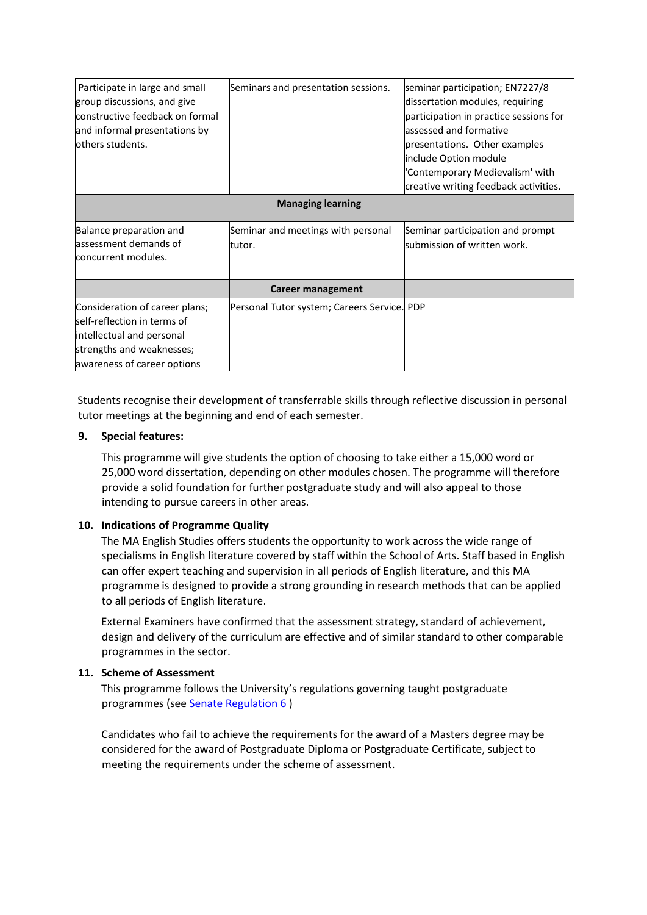| | | |
|---|---|---|
| Participate in large and small group discussions, and give constructive feedback on formal and informal presentations by others students. | Seminars and presentation sessions. | seminar participation; EN7227/8 dissertation modules, requiring participation in practice sessions for assessed and formative presentations. Other examples include Option module 'Contemporary Medievalism' with creative writing feedback activities. |
| **Managing learning** | | |
| Balance preparation and assessment demands of concurrent modules. | Seminar and meetings with personal tutor. | Seminar participation and prompt submission of written work. |
| | **Career management** | |
| Consideration of career plans; self-reflection in terms of intellectual and personal strengths and weaknesses; awareness of career options | Personal Tutor system; Careers Service. | PDP |

Students recognise their development of transferrable skills through reflective discussion in personal tutor meetings at the beginning and end of each semester.

### 9. Special features:

This programme will give students the option of choosing to take either a 15,000 word or 25,000 word dissertation, depending on other modules chosen. The programme will therefore provide a solid foundation for further postgraduate study and will also appeal to those intending to pursue careers in other areas.

### 10. Indications of Programme Quality

The MA English Studies offers students the opportunity to work across the wide range of specialisms in English literature covered by staff within the School of Arts. Staff based in English can offer expert teaching and supervision in all periods of English literature, and this MA programme is designed to provide a strong grounding in research methods that can be applied to all periods of English literature.

External Examiners have confirmed that the assessment strategy, standard of achievement, design and delivery of the curriculum are effective and of similar standard to other comparable programmes in the sector.

### 11. Scheme of Assessment

This programme follows the University's regulations governing taught postgraduate programmes (see Senate Regulation 6 )

Candidates who fail to achieve the requirements for the award of a Masters degree may be considered for the award of Postgraduate Diploma or Postgraduate Certificate, subject to meeting the requirements under the scheme of assessment.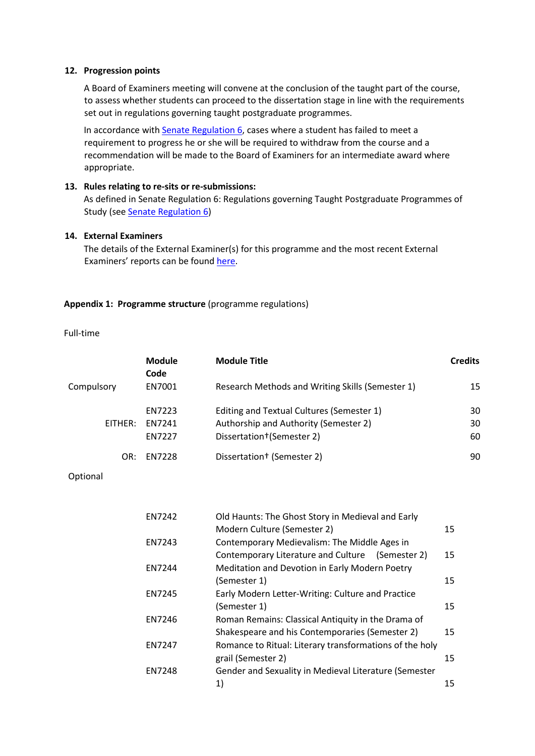12. **Progression points**

    A Board of Examiners meeting will convene at the conclusion of the taught part of the course, to assess whether students can proceed to the dissertation stage in line with the requirements set out in regulations governing taught postgraduate programmes.

    In accordance with [Senate Regulation 6](), cases where a student has failed to meet a requirement to progress he or she will be required to withdraw from the course and a recommendation will be made to the Board of Examiners for an intermediate award where appropriate.

13. **Rules relating to re-sits or re-submissions:**

    As defined in Senate Regulation 6: Regulations governing Taught Postgraduate Programmes of Study (see [Senate Regulation 6]())

14. **External Examiners**

    The details of the External Examiner(s) for this programme and the most recent External Examiners' reports can be found [here]().

**Appendix 1: Programme structure** (programme regulations)

Full-time

| | Module Code | Module Title | Credits |
|---|---|---|---|
| Compulsory | EN7001 | Research Methods and Writing Skills (Semester 1) | 15 |
| | EN7223 | Editing and Textual Cultures (Semester 1) | 30 |
| EITHER: | EN7241 | Authorship and Authority (Semester 2) | 30 |
| | EN7227 | Dissertation† (Semester 2) | 60 |
| OR: | EN7228 | Dissertation† (Semester 2) | 90 |
| Optional | | | |
| | EN7242 | Old Haunts: The Ghost Story in Medieval and Early Modern Culture (Semester 2) | 15 |
| | EN7243 | Contemporary Medievalism: The Middle Ages in Contemporary Literature and Culture (Semester 2) | 15 |
| | EN7244 | Meditation and Devotion in Early Modern Poetry (Semester 1) | 15 |
| | EN7245 | Early Modern Letter-Writing: Culture and Practice (Semester 1) | 15 |
| | EN7246 | Roman Remains: Classical Antiquity in the Drama of Shakespeare and his Contemporaries (Semester 2) | 15 |
| | EN7247 | Romance to Ritual: Literary transformations of the holy grail (Semester 2) | 15 |
| | EN7248 | Gender and Sexuality in Medieval Literature (Semester 1) | 15 |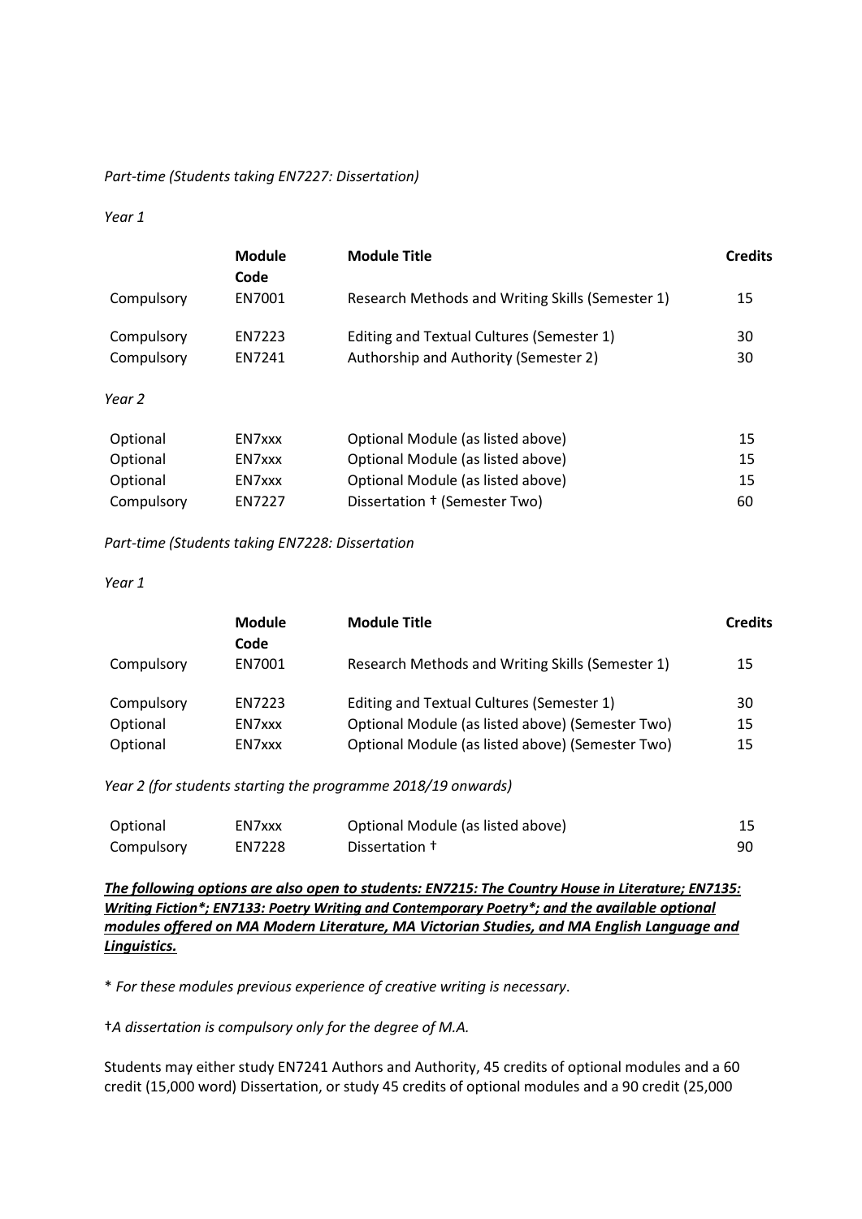*Part-time (Students taking EN7227: Dissertation)*

*Year 1*

| | Module Code | Module Title | Credits |
|---|---|---|---|
| Compulsory | EN7001 | Research Methods and Writing Skills (Semester 1) | 15 |
| Compulsory | EN7223 | Editing and Textual Cultures (Semester 1) | 30 |
| Compulsory | EN7241 | Authorship and Authority (Semester 2) | 30 |

*Year 2*

| | | | |
|---|---|---|---|
| Optional | EN7xxx | Optional Module (as listed above) | 15 |
| Optional | EN7xxx | Optional Module (as listed above) | 15 |
| Optional | EN7xxx | Optional Module (as listed above) | 15 |
| Compulsory | EN7227 | Dissertation † (Semester Two) | 60 |

*Part-time (Students taking EN7228: Dissertation*

*Year 1*

| | Module Code | Module Title | Credits |
|---|---|---|---|
| Compulsory | EN7001 | Research Methods and Writing Skills (Semester 1) | 15 |
| Compulsory | EN7223 | Editing and Textual Cultures (Semester 1) | 30 |
| Optional | EN7xxx | Optional Module (as listed above) (Semester Two) | 15 |
| Optional | EN7xxx | Optional Module (as listed above) (Semester Two) | 15 |

*Year 2 (for students starting the programme 2018/19 onwards)*

| | | | |
|---|---|---|---|
| Optional | EN7xxx | Optional Module (as listed above) | 15 |
| Compulsory | EN7228 | Dissertation † | 90 |

***The following options are also open to students: EN7215: The Country House in Literature; EN7135: Writing Fiction*; EN7133: Poetry Writing and Contemporary Poetry*; and the available optional modules offered on MA Modern Literature, MA Victorian Studies, and MA English Language and Linguistics.***

\* *For these modules previous experience of creative writing is necessary*.

†*A dissertation is compulsory only for the degree of M.A.*

Students may either study EN7241 Authors and Authority, 45 credits of optional modules and a 60 credit (15,000 word) Dissertation, or study 45 credits of optional modules and a 90 credit (25,000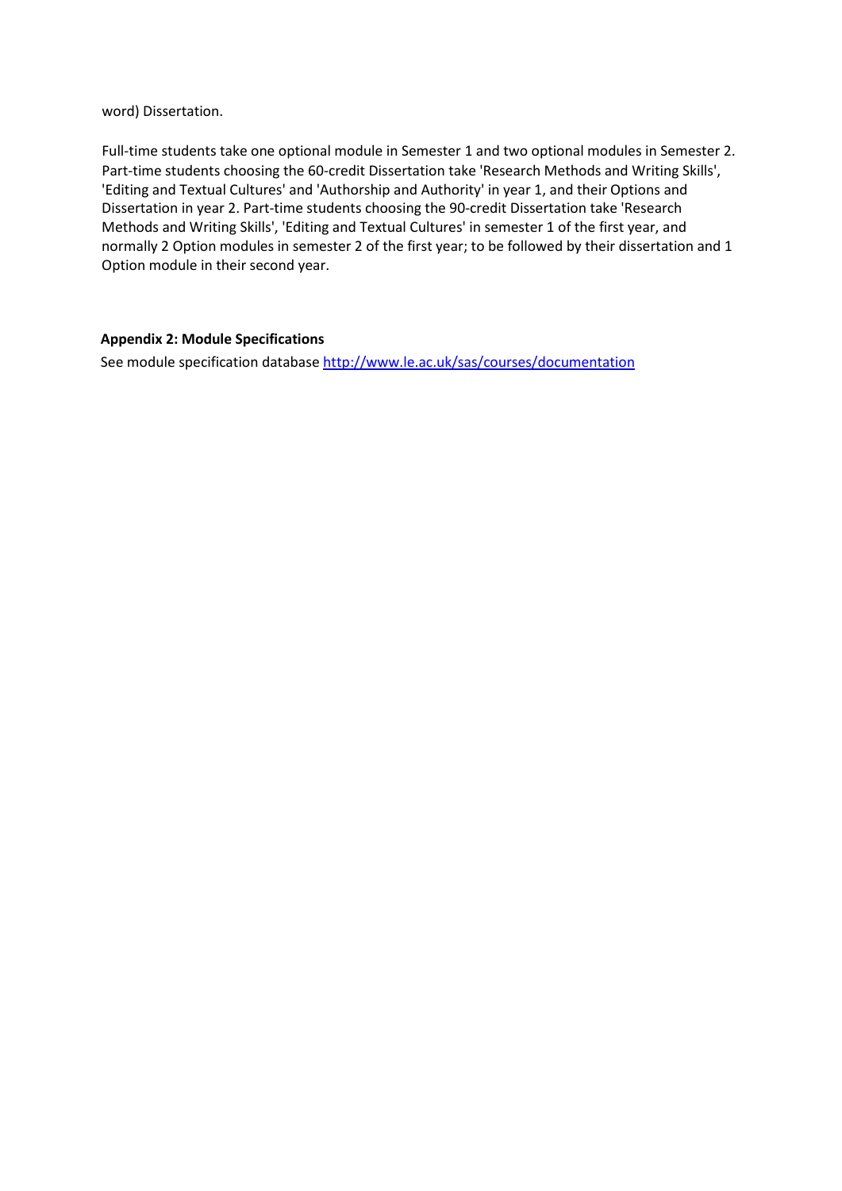word) Dissertation.

Full-time students take one optional module in Semester 1 and two optional modules in Semester 2. Part-time students choosing the 60-credit Dissertation take 'Research Methods and Writing Skills', 'Editing and Textual Cultures' and 'Authorship and Authority' in year 1, and their Options and Dissertation in year 2. Part-time students choosing the 90-credit Dissertation take 'Research Methods and Writing Skills', 'Editing and Textual Cultures' in semester 1 of the first year, and normally 2 Option modules in semester 2 of the first year; to be followed by their dissertation and 1 Option module in their second year.

**Appendix 2: Module Specifications**

See module specification database [http://www.le.ac.uk/sas/courses/documentation](http://www.le.ac.uk/sas/courses/documentation)